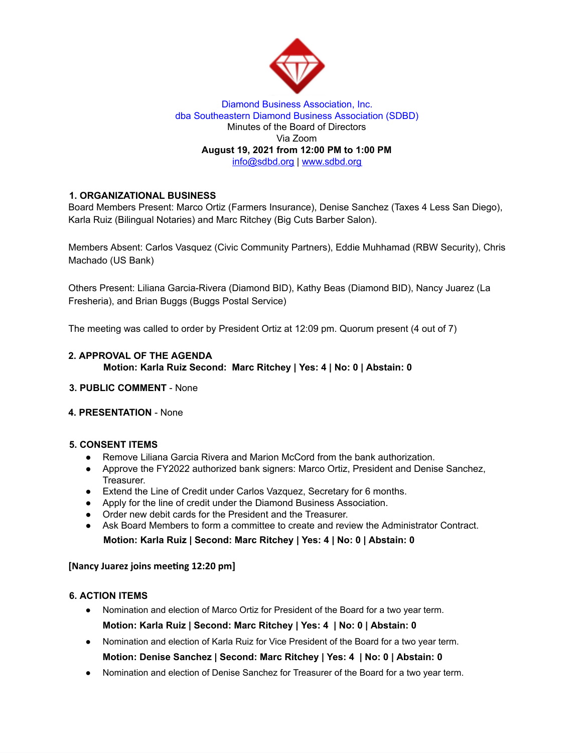Diamond Business Association, Inc.
dba Southeastern Diamond Business Association (SDBD)
Minutes of the Board of Directors
Via Zoom
**August 19, 2021 from 12:00 PM to 1:00 PM**
info@sdbd.org | www.sdbd.org

## 1. ORGANIZATIONAL BUSINESS

Board Members Present: Marco Ortiz (Farmers Insurance), Denise Sanchez (Taxes 4 Less San Diego), Karla Ruiz (Bilingual Notaries) and Marc Ritchey (Big Cuts Barber Salon).

Members Absent: Carlos Vasquez (Civic Community Partners), Eddie Muhhamad (RBW Security), Chris Machado (US Bank)

Others Present: Liliana Garcia-Rivera (Diamond BID), Kathy Beas (Diamond BID), Nancy Juarez (La Fresheria), and Brian Buggs (Buggs Postal Service)

The meeting was called to order by President Ortiz at 12:09 pm. Quorum present (4 out of 7)

## 2. APPROVAL OF THE AGENDA

**Motion: Karla Ruiz Second: Marc Ritchey | Yes: 4 | No: 0 | Abstain: 0**

## 3. PUBLIC COMMENT - None

## 4. PRESENTATION - None

## 5. CONSENT ITEMS

- Remove Liliana Garcia Rivera and Marion McCord from the bank authorization.
- Approve the FY2022 authorized bank signers: Marco Ortiz, President and Denise Sanchez, Treasurer.
- Extend the Line of Credit under Carlos Vazquez, Secretary for 6 months.
- Apply for the line of credit under the Diamond Business Association.
- Order new debit cards for the President and the Treasurer.
- Ask Board Members to form a committee to create and review the Administrator Contract.

**Motion: Karla Ruiz | Second: Marc Ritchey | Yes: 4 | No: 0 | Abstain: 0**

**[Nancy Juarez joins meeting 12:20 pm]**

## 6. ACTION ITEMS

- Nomination and election of Marco Ortiz for President of the Board for a two year term.
  **Motion: Karla Ruiz | Second: Marc Ritchey | Yes: 4 | No: 0 | Abstain: 0**
- Nomination and election of Karla Ruiz for Vice President of the Board for a two year term.
  **Motion: Denise Sanchez | Second: Marc Ritchey | Yes: 4 | No: 0 | Abstain: 0**
- Nomination and election of Denise Sanchez for Treasurer of the Board for a two year term.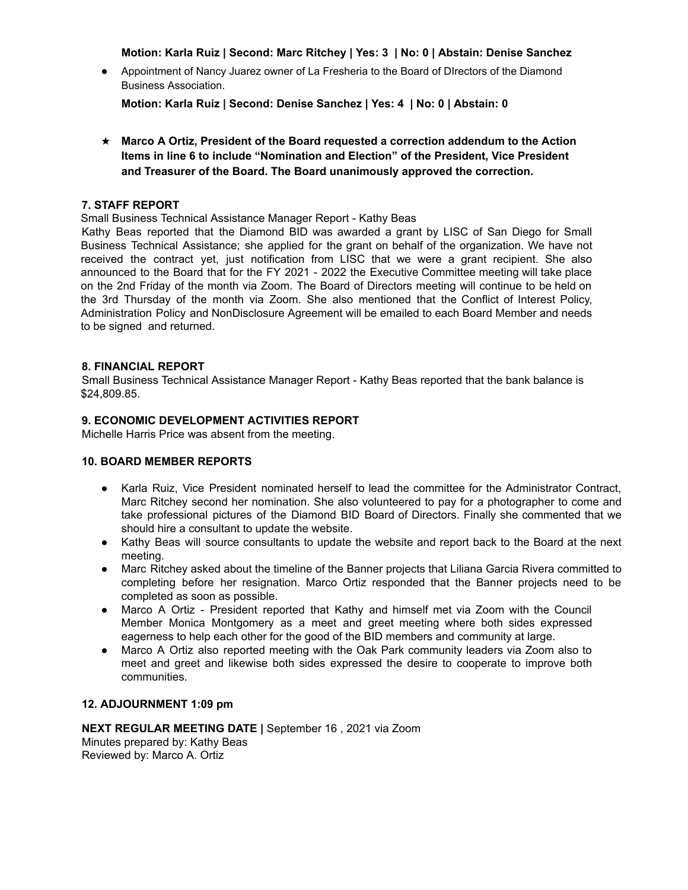**Motion: Karla Ruiz | Second: Marc Ritchey | Yes: 3 | No: 0 | Abstain: Denise Sanchez**

- Appointment of Nancy Juarez owner of La Fresheria to the Board of DIrectors of the Diamond Business Association.

  **Motion: Karla Ruiz | Second: Denise Sanchez | Yes: 4 | No: 0 | Abstain: 0**

★ **Marco A Ortiz, President of the Board requested a correction addendum to the Action Items in line 6 to include "Nomination and Election" of the President, Vice President and Treasurer of the Board. The Board unanimously approved the correction.**

**7. STAFF REPORT**

Small Business Technical Assistance Manager Report - Kathy Beas

Kathy Beas reported that the Diamond BID was awarded a grant by LISC of San Diego for Small Business Technical Assistance; she applied for the grant on behalf of the organization. We have not received the contract yet, just notification from LISC that we were a grant recipient. She also announced to the Board that for the FY 2021 - 2022 the Executive Committee meeting will take place on the 2nd Friday of the month via Zoom. The Board of Directors meeting will continue to be held on the 3rd Thursday of the month via Zoom. She also mentioned that the Conflict of Interest Policy, Administration Policy and NonDisclosure Agreement will be emailed to each Board Member and needs to be signed and returned.

**8. FINANCIAL REPORT**

Small Business Technical Assistance Manager Report - Kathy Beas reported that the bank balance is $24,809.85.

**9. ECONOMIC DEVELOPMENT ACTIVITIES REPORT**

Michelle Harris Price was absent from the meeting.

**10. BOARD MEMBER REPORTS**

- Karla Ruiz, Vice President nominated herself to lead the committee for the Administrator Contract, Marc Ritchey second her nomination. She also volunteered to pay for a photographer to come and take professional pictures of the Diamond BID Board of Directors. Finally she commented that we should hire a consultant to update the website.
- Kathy Beas will source consultants to update the website and report back to the Board at the next meeting.
- Marc Ritchey asked about the timeline of the Banner projects that Liliana Garcia Rivera committed to completing before her resignation. Marco Ortiz responded that the Banner projects need to be completed as soon as possible.
- Marco A Ortiz - President reported that Kathy and himself met via Zoom with the Council Member Monica Montgomery as a meet and greet meeting where both sides expressed eagerness to help each other for the good of the BID members and community at large.
- Marco A Ortiz also reported meeting with the Oak Park community leaders via Zoom also to meet and greet and likewise both sides expressed the desire to cooperate to improve both communities.

**12. ADJOURNMENT 1:09 pm**

**NEXT REGULAR MEETING DATE |** September 16 , 2021 via Zoom

Minutes prepared by: Kathy Beas

Reviewed by: Marco A. Ortiz